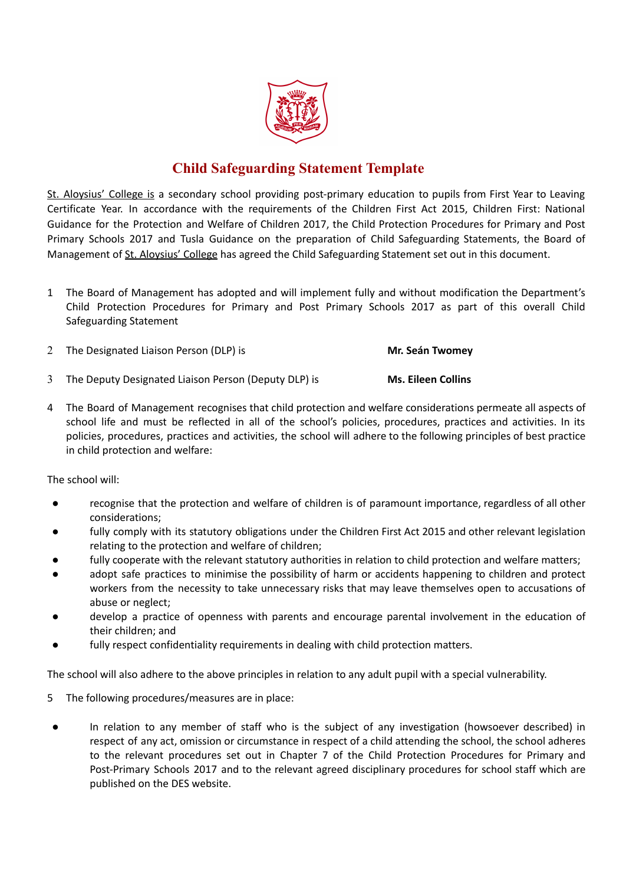# Child Safeguarding Statement Template

St. Aloysius' College is a secondary school providing post-primary education to pupils from First Year to Leaving Certificate Year. In accordance with the requirements of the Children First Act 2015, Children First: National Guidance for the Protection and Welfare of Children 2017, the Child Protection Procedures for Primary and Post Primary Schools 2017 and Tusla Guidance on the preparation of Child Safeguarding Statements, the Board of Management of St. Aloysius' College has agreed the Child Safeguarding Statement set out in this document.

1. The Board of Management has adopted and will implement fully and without modification the Department's Child Protection Procedures for Primary and Post Primary Schools 2017 as part of this overall Child Safeguarding Statement

2. The Designated Liaison Person (DLP) is **Mr. Seán Twomey**

3. The Deputy Designated Liaison Person (Deputy DLP) is **Ms. Eileen Collins**

4. The Board of Management recognises that child protection and welfare considerations permeate all aspects of school life and must be reflected in all of the school's policies, procedures, practices and activities. In its policies, procedures, practices and activities, the school will adhere to the following principles of best practice in child protection and welfare:

The school will:

- recognise that the protection and welfare of children is of paramount importance, regardless of all other considerations;
- fully comply with its statutory obligations under the Children First Act 2015 and other relevant legislation relating to the protection and welfare of children;
- fully cooperate with the relevant statutory authorities in relation to child protection and welfare matters;
- adopt safe practices to minimise the possibility of harm or accidents happening to children and protect workers from the necessity to take unnecessary risks that may leave themselves open to accusations of abuse or neglect;
- develop a practice of openness with parents and encourage parental involvement in the education of their children; and
- fully respect confidentiality requirements in dealing with child protection matters.

The school will also adhere to the above principles in relation to any adult pupil with a special vulnerability.

5. The following procedures/measures are in place:

- In relation to any member of staff who is the subject of any investigation (howsoever described) in respect of any act, omission or circumstance in respect of a child attending the school, the school adheres to the relevant procedures set out in Chapter 7 of the Child Protection Procedures for Primary and Post-Primary Schools 2017 and to the relevant agreed disciplinary procedures for school staff which are published on the DES website.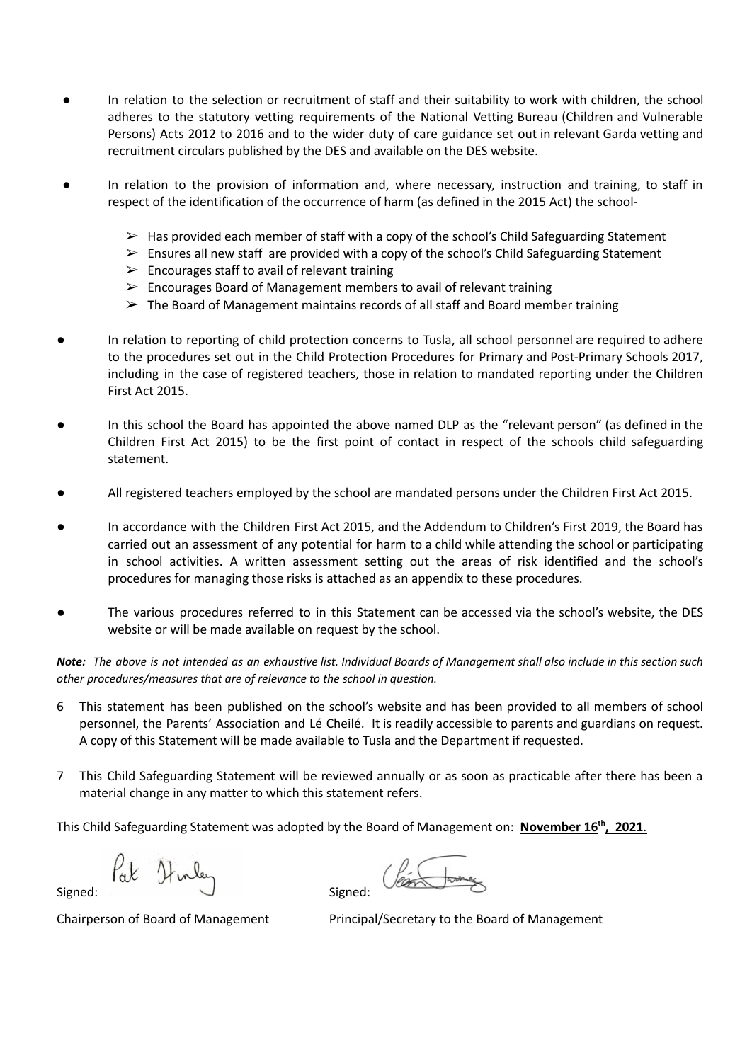- In relation to the selection or recruitment of staff and their suitability to work with children, the school adheres to the statutory vetting requirements of the National Vetting Bureau (Children and Vulnerable Persons) Acts 2012 to 2016 and to the wider duty of care guidance set out in relevant Garda vetting and recruitment circulars published by the DES and available on the DES website.

- In relation to the provision of information and, where necessary, instruction and training, to staff in respect of the identification of the occurrence of harm (as defined in the 2015 Act) the school-
  - ➢ Has provided each member of staff with a copy of the school's Child Safeguarding Statement
  - ➢ Ensures all new staff are provided with a copy of the school's Child Safeguarding Statement
  - ➢ Encourages staff to avail of relevant training
  - ➢ Encourages Board of Management members to avail of relevant training
  - ➢ The Board of Management maintains records of all staff and Board member training

- In relation to reporting of child protection concerns to Tusla, all school personnel are required to adhere to the procedures set out in the Child Protection Procedures for Primary and Post-Primary Schools 2017, including in the case of registered teachers, those in relation to mandated reporting under the Children First Act 2015.

- In this school the Board has appointed the above named DLP as the "relevant person" (as defined in the Children First Act 2015) to be the first point of contact in respect of the schools child safeguarding statement.

- All registered teachers employed by the school are mandated persons under the Children First Act 2015.

- In accordance with the Children First Act 2015, and the Addendum to Children's First 2019, the Board has carried out an assessment of any potential for harm to a child while attending the school or participating in school activities. A written assessment setting out the areas of risk identified and the school's procedures for managing those risks is attached as an appendix to these procedures.

- The various procedures referred to in this Statement can be accessed via the school's website, the DES website or will be made available on request by the school.

***Note:*** *The above is not intended as an exhaustive list. Individual Boards of Management shall also include in this section such other procedures/measures that are of relevance to the school in question.*

6 This statement has been published on the school's website and has been provided to all members of school personnel, the Parents' Association and Lé Cheilé. It is readily accessible to parents and guardians on request. A copy of this Statement will be made available to Tusla and the Department if requested.

7 This Child Safeguarding Statement will be reviewed annually or as soon as practicable after there has been a material change in any matter to which this statement refers.

This Child Safeguarding Statement was adopted by the Board of Management on: **November 16th, 2021**.

Signed: Pat Hurley

Chairperson of Board of Management

Signed:

Principal/Secretary to the Board of Management